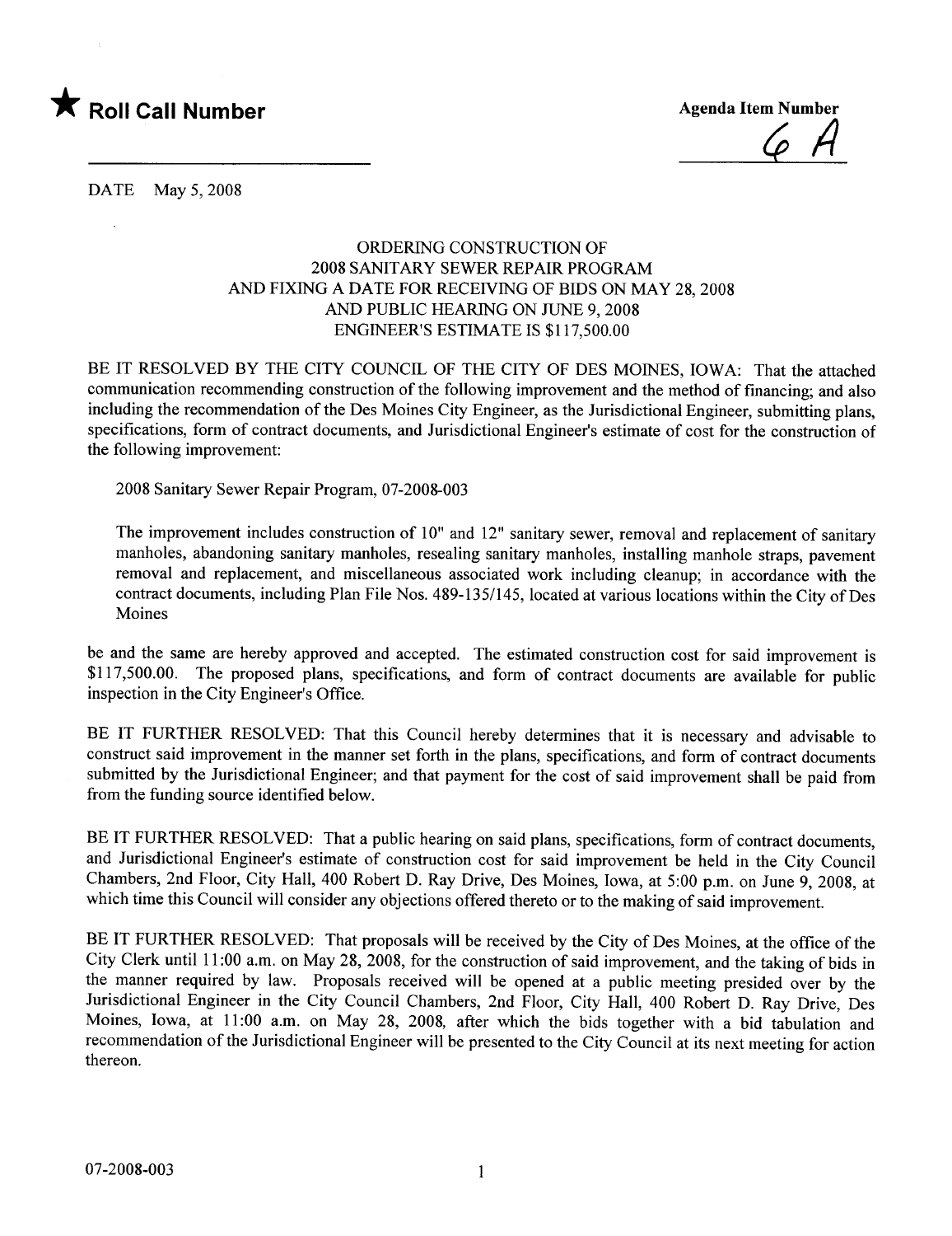★ **Roll Call Number**

**Agenda Item Number**

6 A

DATE May 5, 2008

ORDERING CONSTRUCTION OF
2008 SANITARY SEWER REPAIR PROGRAM
AND FIXING A DATE FOR RECEIVING OF BIDS ON MAY 28, 2008
AND PUBLIC HEARING ON JUNE 9, 2008
ENGINEER'S ESTIMATE IS $117,500.00

BE IT RESOLVED BY THE CITY COUNCIL OF THE CITY OF DES MOINES, IOWA: That the attached communication recommending construction of the following improvement and the method of financing; and also including the recommendation of the Des Moines City Engineer, as the Jurisdictional Engineer, submitting plans, specifications, form of contract documents, and Jurisdictional Engineer's estimate of cost for the construction of the following improvement:

2008 Sanitary Sewer Repair Program, 07-2008-003

The improvement includes construction of 10" and 12" sanitary sewer, removal and replacement of sanitary manholes, abandoning sanitary manholes, resealing sanitary manholes, installing manhole straps, pavement removal and replacement, and miscellaneous associated work including cleanup; in accordance with the contract documents, including Plan File Nos. 489-135/145, located at various locations within the City of Des Moines

be and the same are hereby approved and accepted. The estimated construction cost for said improvement is $117,500.00. The proposed plans, specifications, and form of contract documents are available for public inspection in the City Engineer's Office.

BE IT FURTHER RESOLVED: That this Council hereby determines that it is necessary and advisable to construct said improvement in the manner set forth in the plans, specifications, and form of contract documents submitted by the Jurisdictional Engineer; and that payment for the cost of said improvement shall be paid from from the funding source identified below.

BE IT FURTHER RESOLVED: That a public hearing on said plans, specifications, form of contract documents, and Jurisdictional Engineer's estimate of construction cost for said improvement be held in the City Council Chambers, 2nd Floor, City Hall, 400 Robert D. Ray Drive, Des Moines, Iowa, at 5:00 p.m. on June 9, 2008, at which time this Council will consider any objections offered thereto or to the making of said improvement.

BE IT FURTHER RESOLVED: That proposals will be received by the City of Des Moines, at the office of the City Clerk until 11:00 a.m. on May 28, 2008, for the construction of said improvement, and the taking of bids in the manner required by law. Proposals received will be opened at a public meeting presided over by the Jurisdictional Engineer in the City Council Chambers, 2nd Floor, City Hall, 400 Robert D. Ray Drive, Des Moines, Iowa, at 11:00 a.m. on May 28, 2008, after which the bids together with a bid tabulation and recommendation of the Jurisdictional Engineer will be presented to the City Council at its next meeting for action thereon.

07-2008-003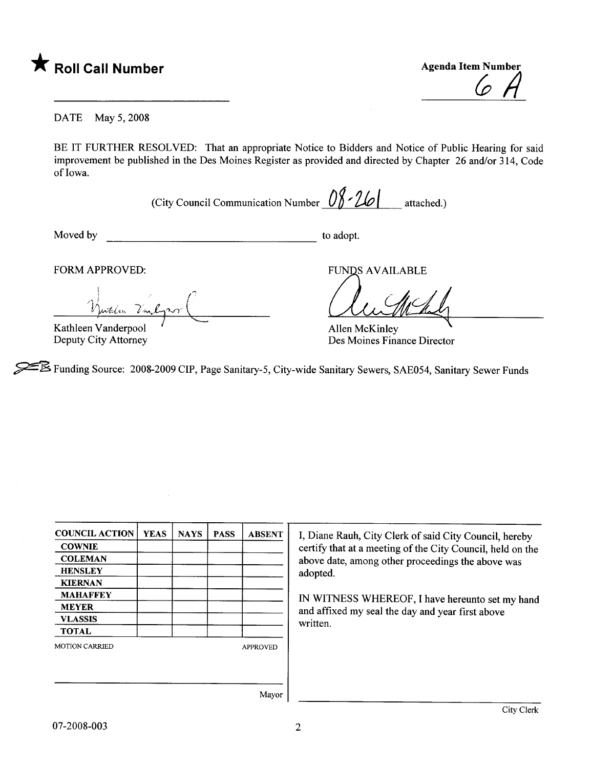★ **Roll Call Number**

**Agenda Item Number**
6 A

DATE May 5, 2008

BE IT FURTHER RESOLVED: That an appropriate Notice to Bidders and Notice of Public Hearing for said improvement be published in the Des Moines Register as provided and directed by Chapter 26 and/or 314, Code of Iowa.

(City Council Communication Number 08-261 attached.)

Moved by \_\_\_\_\_\_\_\_\_\_\_\_\_\_\_\_\_\_\_\_\_\_\_\_\_\_\_\_ to adopt.

FORM APPROVED:

Kathleen Vanderpool
Deputy City Attorney

FUNDS AVAILABLE

Allen McKinley
Des Moines Finance Director

Funding Source: 2008-2009 CIP, Page Sanitary-5, City-wide Sanitary Sewers, SAE054, Sanitary Sewer Funds

| COUNCIL ACTION | YEAS | NAYS | PASS | ABSENT |
|---|---|---|---|---|
| COWNIE | | | | |
| COLEMAN | | | | |
| HENSLEY | | | | |
| KIERNAN | | | | |
| MAHAFFEY | | | | |
| MEYER | | | | |
| VLASSIS | | | | |
| TOTAL | | | | |

MOTION CARRIED APPROVED

Mayor

I, Diane Rauh, City Clerk of said City Council, hereby certify that at a meeting of the City Council, held on the above date, among other proceedings the above was adopted.

IN WITNESS WHEREOF, I have hereunto set my hand and affixed my seal the day and year first above written.

City Clerk

07-2008-003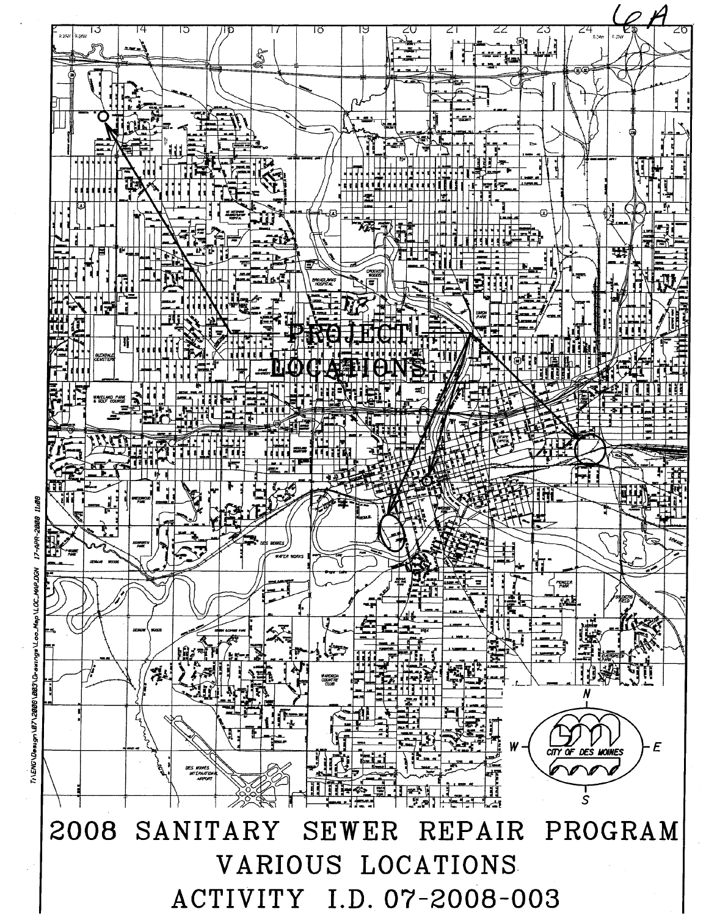6A

PROJECT LOCATIONS

CITY OF DES MOINES

# 2008 SANITARY SEWER REPAIR PROGRAM

## VARIOUS LOCATIONS

## ACTIVITY I.D. 07-2008-003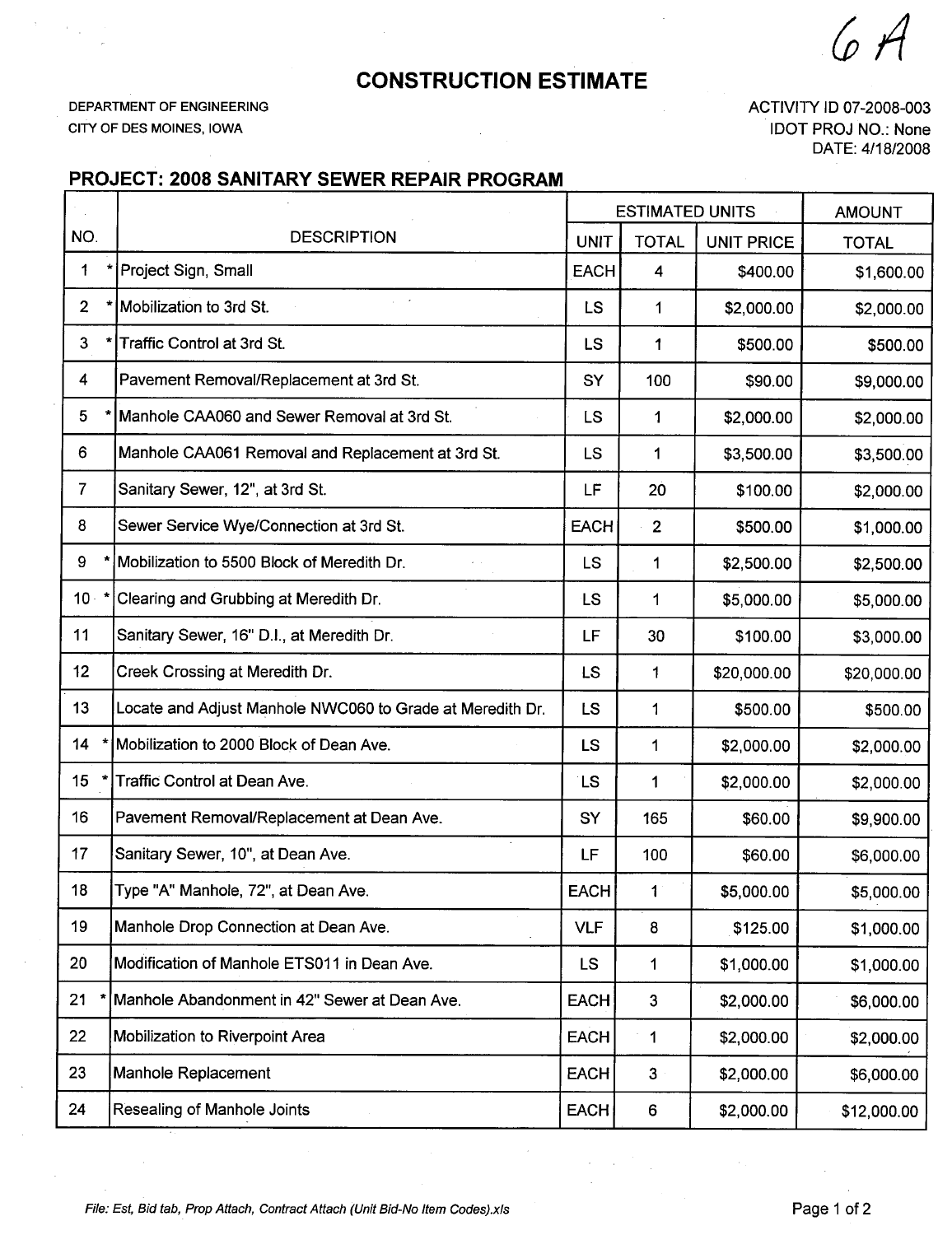6A

# CONSTRUCTION ESTIMATE

DEPARTMENT OF ENGINEERING
CITY OF DES MOINES, IOWA

ACTIVITY ID 07-2008-003
IDOT PROJ NO.: None
DATE: 4/18/2008

## PROJECT: 2008 SANITARY SEWER REPAIR PROGRAM

| NO. | DESCRIPTION | ESTIMATED UNITS | | | AMOUNT |
|---|---|---|---|---|---|
| | | UNIT | TOTAL | UNIT PRICE | TOTAL |
| 1 * | Project Sign, Small | EACH | 4 | $400.00 | $1,600.00 |
| 2 * | Mobilization to 3rd St. | LS | 1 | $2,000.00 | $2,000.00 |
| 3 * | Traffic Control at 3rd St. | LS | 1 | $500.00 | $500.00 |
| 4 | Pavement Removal/Replacement at 3rd St. | SY | 100 | $90.00 | $9,000.00 |
| 5 * | Manhole CAA060 and Sewer Removal at 3rd St. | LS | 1 | $2,000.00 | $2,000.00 |
| 6 | Manhole CAA061 Removal and Replacement at 3rd St. | LS | 1 | $3,500.00 | $3,500.00 |
| 7 | Sanitary Sewer, 12", at 3rd St. | LF | 20 | $100.00 | $2,000.00 |
| 8 | Sewer Service Wye/Connection at 3rd St. | EACH | 2 | $500.00 | $1,000.00 |
| 9 * | Mobilization to 5500 Block of Meredith Dr. | LS | 1 | $2,500.00 | $2,500.00 |
| 10 * | Clearing and Grubbing at Meredith Dr. | LS | 1 | $5,000.00 | $5,000.00 |
| 11 | Sanitary Sewer, 16" D.I., at Meredith Dr. | LF | 30 | $100.00 | $3,000.00 |
| 12 | Creek Crossing at Meredith Dr. | LS | 1 | $20,000.00 | $20,000.00 |
| 13 | Locate and Adjust Manhole NWC060 to Grade at Meredith Dr. | LS | 1 | $500.00 | $500.00 |
| 14 * | Mobilization to 2000 Block of Dean Ave. | LS | 1 | $2,000.00 | $2,000.00 |
| 15 * | Traffic Control at Dean Ave. | LS | 1 | $2,000.00 | $2,000.00 |
| 16 | Pavement Removal/Replacement at Dean Ave. | SY | 165 | $60.00 | $9,900.00 |
| 17 | Sanitary Sewer, 10", at Dean Ave. | LF | 100 | $60.00 | $6,000.00 |
| 18 | Type "A" Manhole, 72", at Dean Ave. | EACH | 1 | $5,000.00 | $5,000.00 |
| 19 | Manhole Drop Connection at Dean Ave. | VLF | 8 | $125.00 | $1,000.00 |
| 20 | Modification of Manhole ETS011 in Dean Ave. | LS | 1 | $1,000.00 | $1,000.00 |
| 21 * | Manhole Abandonment in 42" Sewer at Dean Ave. | EACH | 3 | $2,000.00 | $6,000.00 |
| 22 | Mobilization to Riverpoint Area | EACH | 1 | $2,000.00 | $2,000.00 |
| 23 | Manhole Replacement | EACH | 3 | $2,000.00 | $6,000.00 |
| 24 | Resealing of Manhole Joints | EACH | 6 | $2,000.00 | $12,000.00 |

*File: Est, Bid tab, Prop Attach, Contract Attach (Unit Bid-No Item Codes).xls*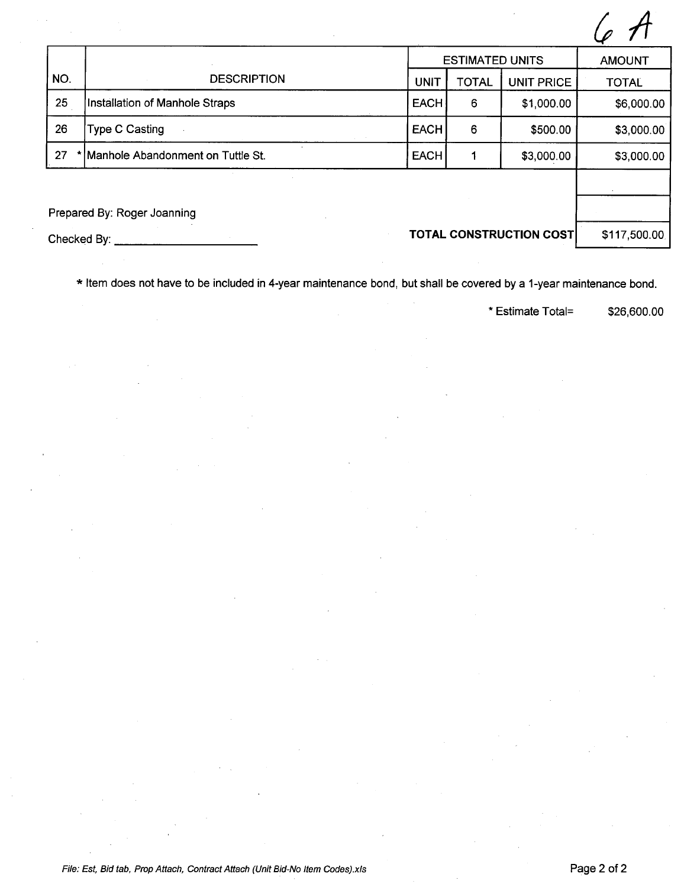6 A

| NO. | DESCRIPTION | ESTIMATED UNITS | | | AMOUNT |
|---|---|---|---|---|---|
| | | UNIT | TOTAL | UNIT PRICE | TOTAL |
| 25 | Installation of Manhole Straps | EACH | 6 | $1,000.00 | $6,000.00 |
| 26 | Type C Casting | EACH | 6 | $500.00 | $3,000.00 |
| 27 * | Manhole Abandonment on Tuttle St. | EACH | 1 | $3,000.00 | $3,000.00 |
| | | | | | |
| | | | | | |
| | | | | TOTAL CONSTRUCTION COST | $117,500.00 |

Prepared By: Roger Joanning

Checked By: ______________________

* Item does not have to be included in 4-year maintenance bond, but shall be covered by a 1-year maintenance bond.

* Estimate Total= $26,600.00

*File: Est, Bid tab, Prop Attach, Contract Attach (Unit Bid-No Item Codes).xls*